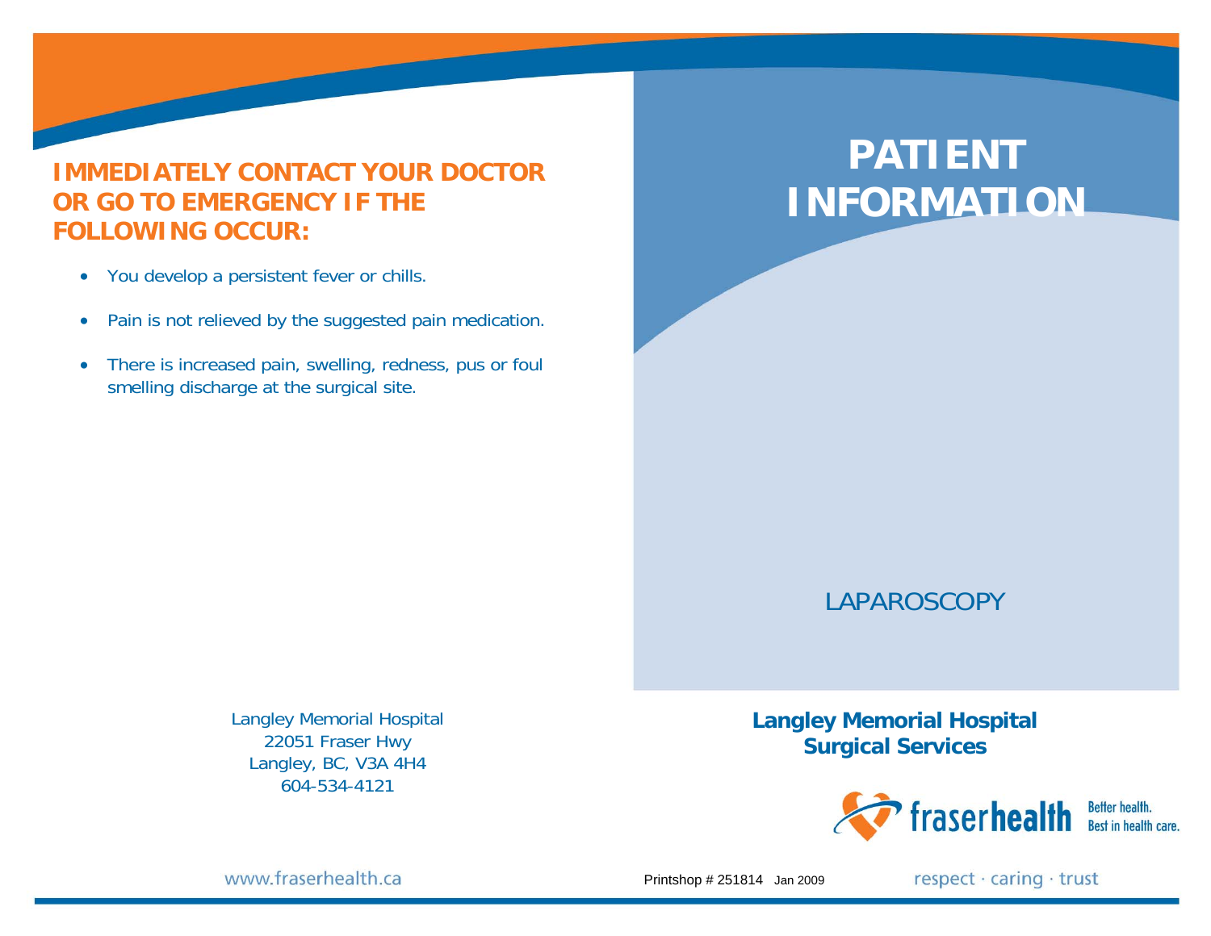## IMMEDIATELY CONTACT YOUR DOCTOR OR GO TO EMERGENCY IF THE FOLLOWING OCCUR:

- You develop a persistent fever or chills.
- Pain is not relieved by the suggested pain medication.
- There is increased pain, swelling, redness, pus or foul smelling discharge at the surgical site.

Langley Memorial Hospital
22051 Fraser Hwy
Langley, BC, V3A 4H4
604-534-4121

www.fraserhealth.ca

# PATIENT INFORMATION

LAPAROSCOPY

**Langley Memorial Hospital**
**Surgical Services**

fraserhealth Better health. Best in health care.

Printshop # 251814 Jan 2009

respect · caring · trust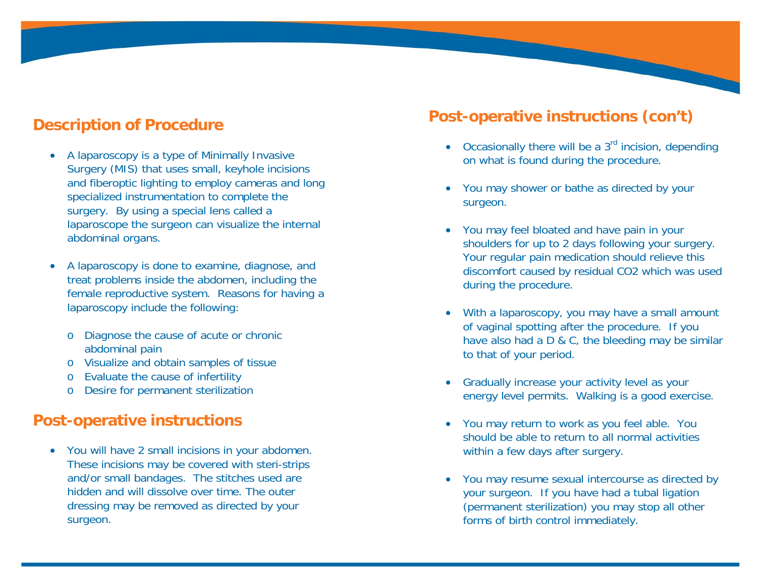## Description of Procedure

- A laparoscopy is a type of Minimally Invasive Surgery (MIS) that uses small, keyhole incisions and fiberoptic lighting to employ cameras and long specialized instrumentation to complete the surgery. By using a special lens called a laparoscope the surgeon can visualize the internal abdominal organs.
- A laparoscopy is done to examine, diagnose, and treat problems inside the abdomen, including the female reproductive system. Reasons for having a laparoscopy include the following:
  - Diagnose the cause of acute or chronic abdominal pain
  - Visualize and obtain samples of tissue
  - Evaluate the cause of infertility
  - Desire for permanent sterilization

## Post-operative instructions

- You will have 2 small incisions in your abdomen. These incisions may be covered with steri-strips and/or small bandages. The stitches used are hidden and will dissolve over time. The outer dressing may be removed as directed by your surgeon.

## Post-operative instructions (con't)

- Occasionally there will be a 3rd incision, depending on what is found during the procedure.
- You may shower or bathe as directed by your surgeon.
- You may feel bloated and have pain in your shoulders for up to 2 days following your surgery. Your regular pain medication should relieve this discomfort caused by residual $CO_2$ which was used during the procedure.
- With a laparoscopy, you may have a small amount of vaginal spotting after the procedure. If you have also had a D & C, the bleeding may be similar to that of your period.
- Gradually increase your activity level as your energy level permits. Walking is a good exercise.
- You may return to work as you feel able. You should be able to return to all normal activities within a few days after surgery.
- You may resume sexual intercourse as directed by your surgeon. If you have had a tubal ligation (permanent sterilization) you may stop all other forms of birth control immediately.